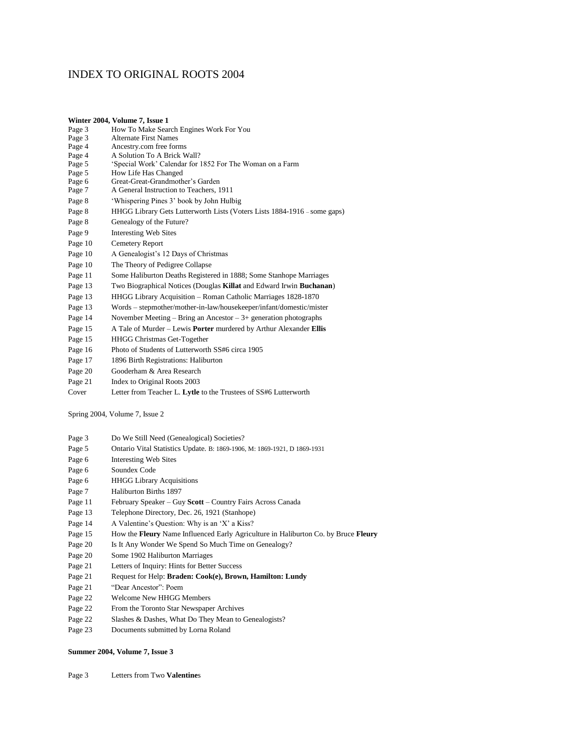// Transcribed OCR output for page 1 of 3
# INDEX TO ORIGINAL ROOTS 2004

**Winter 2004, Volume 7, Issue 1**

| | |
|---|---|
| Page 3 | How To Make Search Engines Work For You |
| Page 3 | Alternate First Names |
| Page 4 | Ancestry.com free forms |
| Page 4 | A Solution To A Brick Wall? |
| Page 5 | 'Special Work' Calendar for 1852 For The Woman on a Farm |
| Page 5 | How Life Has Changed |
| Page 6 | Great-Great-Grandmother's Garden |
| Page 7 | A General Instruction to Teachers, 1911 |
| Page 8 | 'Whispering Pines 3' book by John Hulbig |
| Page 8 | HHGG Library Gets Lutterworth Lists (Voters Lists 1884-1916 – some gaps) |
| Page 8 | Genealogy of the Future? |
| Page 9 | Interesting Web Sites |
| Page 10 | Cemetery Report |
| Page 10 | A Genealogist's 12 Days of Christmas |
| Page 10 | The Theory of Pedigree Collapse |
| Page 11 | Some Haliburton Deaths Registered in 1888; Some Stanhope Marriages |
| Page 13 | Two Biographical Notices (Douglas **Killat** and Edward Irwin **Buchanan**) |
| Page 13 | HHGG Library Acquisition – Roman Catholic Marriages 1828-1870 |
| Page 13 | Words – stepmother/mother-in-law/housekeeper/infant/domestic/mister |
| Page 14 | November Meeting – Bring an Ancestor – 3+ generation photographs |
| Page 15 | A Tale of Murder – Lewis **Porter** murdered by Arthur Alexander **Ellis** |
| Page 15 | HHGG Christmas Get-Together |
| Page 16 | Photo of Students of Lutterworth SS#6 circa 1905 |
| Page 17 | 1896 Birth Registrations: Haliburton |
| Page 20 | Gooderham & Area Research |
| Page 21 | Index to Original Roots 2003 |
| Cover | Letter from Teacher L. **Lytle** to the Trustees of SS#6 Lutterworth |

Spring 2004, Volume 7, Issue 2

| | |
|---|---|
| Page 3 | Do We Still Need (Genealogical) Societies? |
| Page 5 | Ontario Vital Statistics Update. B: 1869-1906, M: 1869-1921, D 1869-1931 |
| Page 6 | Interesting Web Sites |
| Page 6 | Soundex Code |
| Page 6 | HHGG Library Acquisitions |
| Page 7 | Haliburton Births 1897 |
| Page 11 | February Speaker – Guy **Scott** – Country Fairs Across Canada |
| Page 13 | Telephone Directory, Dec. 26, 1921 (Stanhope) |
| Page 14 | A Valentine's Question: Why is an 'X' a Kiss? |
| Page 15 | How the **Fleury** Name Influenced Early Agriculture in Haliburton Co. by Bruce **Fleury** |
| Page 20 | Is It Any Wonder We Spend So Much Time on Genealogy? |
| Page 20 | Some 1902 Haliburton Marriages |
| Page 21 | Letters of Inquiry: Hints for Better Success |
| Page 21 | Request for Help: **Braden: Cook(e), Brown, Hamilton: Lundy** |
| Page 21 | "Dear Ancestor": Poem |
| Page 22 | Welcome New HHGG Members |
| Page 22 | From the Toronto Star Newspaper Archives |
| Page 22 | Slashes & Dashes, What Do They Mean to Genealogists? |
| Page 23 | Documents submitted by Lorna Roland |

**Summer 2004, Volume 7, Issue 3**

| | |
|---|---|
| Page 3 | Letters from Two **Valentine**s |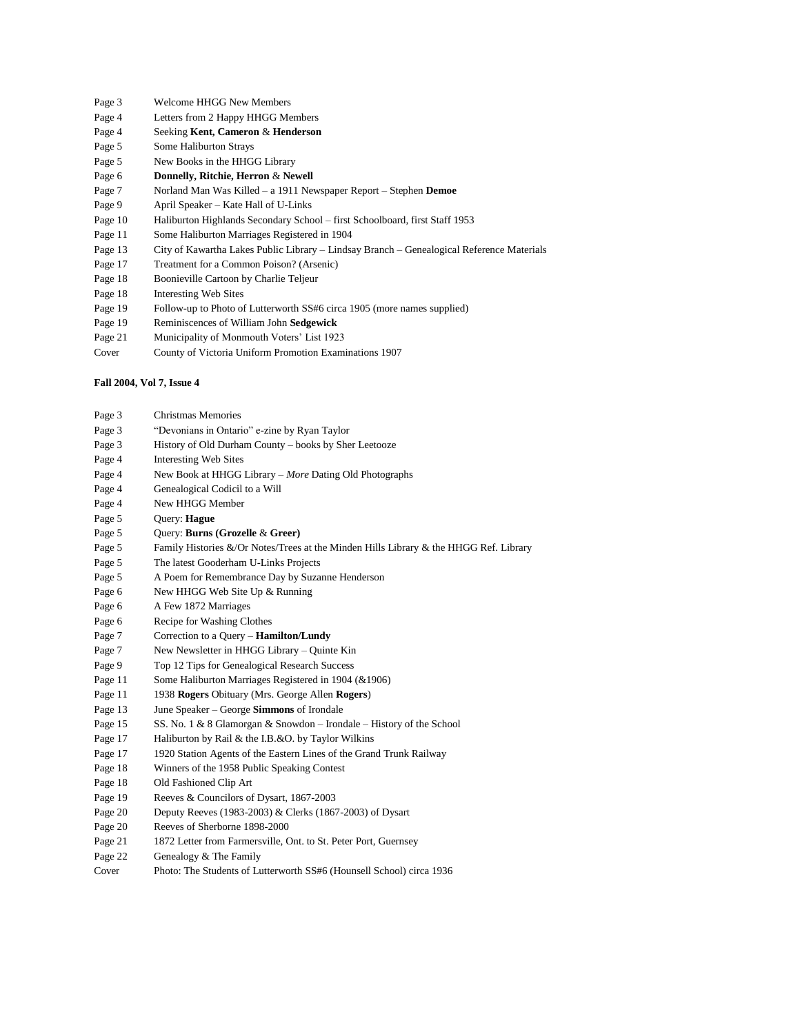| | |
|---|---|
| Page 3 | Welcome HHGG New Members |
| Page 4 | Letters from 2 Happy HHGG Members |
| Page 4 | Seeking **Kent, Cameron** & **Henderson** |
| Page 5 | Some Haliburton Strays |
| Page 5 | New Books in the HHGG Library |
| Page 6 | **Donnelly, Ritchie, Herron** & **Newell** |
| Page 7 | Norland Man Was Killed – a 1911 Newspaper Report – Stephen **Demoe** |
| Page 9 | April Speaker – Kate Hall of U-Links |
| Page 10 | Haliburton Highlands Secondary School – first Schoolboard, first Staff 1953 |
| Page 11 | Some Haliburton Marriages Registered in 1904 |
| Page 13 | City of Kawartha Lakes Public Library – Lindsay Branch – Genealogical Reference Materials |
| Page 17 | Treatment for a Common Poison? (Arsenic) |
| Page 18 | Boonieville Cartoon by Charlie Teljeur |
| Page 18 | Interesting Web Sites |
| Page 19 | Follow-up to Photo of Lutterworth SS#6 circa 1905 (more names supplied) |
| Page 19 | Reminiscences of William John **Sedgewick** |
| Page 21 | Municipality of Monmouth Voters' List 1923 |
| Cover | County of Victoria Uniform Promotion Examinations 1907 |

**Fall 2004, Vol 7, Issue 4**

| | |
|---|---|
| Page 3 | Christmas Memories |
| Page 3 | "Devonians in Ontario" e-zine by Ryan Taylor |
| Page 3 | History of Old Durham County – books by Sher Leetooze |
| Page 4 | Interesting Web Sites |
| Page 4 | New Book at HHGG Library – *More* Dating Old Photographs |
| Page 4 | Genealogical Codicil to a Will |
| Page 4 | New HHGG Member |
| Page 5 | Query: **Hague** |
| Page 5 | Query: **Burns (Grozelle** & **Greer)** |
| Page 5 | Family Histories &/Or Notes/Trees at the Minden Hills Library & the HHGG Ref. Library |
| Page 5 | The latest Gooderham U-Links Projects |
| Page 5 | A Poem for Remembrance Day by Suzanne Henderson |
| Page 6 | New HHGG Web Site Up & Running |
| Page 6 | A Few 1872 Marriages |
| Page 6 | Recipe for Washing Clothes |
| Page 7 | Correction to a Query – **Hamilton/Lundy** |
| Page 7 | New Newsletter in HHGG Library – Quinte Kin |
| Page 9 | Top 12 Tips for Genealogical Research Success |
| Page 11 | Some Haliburton Marriages Registered in 1904 (&1906) |
| Page 11 | 1938 **Rogers** Obituary (Mrs. George Allen **Rogers**) |
| Page 13 | June Speaker – George **Simmons** of Irondale |
| Page 15 | SS. No. 1 & 8 Glamorgan & Snowdon – Irondale – History of the School |
| Page 17 | Haliburton by Rail & the I.B.&O. by Taylor Wilkins |
| Page 17 | 1920 Station Agents of the Eastern Lines of the Grand Trunk Railway |
| Page 18 | Winners of the 1958 Public Speaking Contest |
| Page 18 | Old Fashioned Clip Art |
| Page 19 | Reeves & Councilors of Dysart, 1867-2003 |
| Page 20 | Deputy Reeves (1983-2003) & Clerks (1867-2003) of Dysart |
| Page 20 | Reeves of Sherborne 1898-2000 |
| Page 21 | 1872 Letter from Farmersville, Ont. to St. Peter Port, Guernsey |
| Page 22 | Genealogy & The Family |
| Cover | Photo: The Students of Lutterworth SS#6 (Hounsell School) circa 1936 |